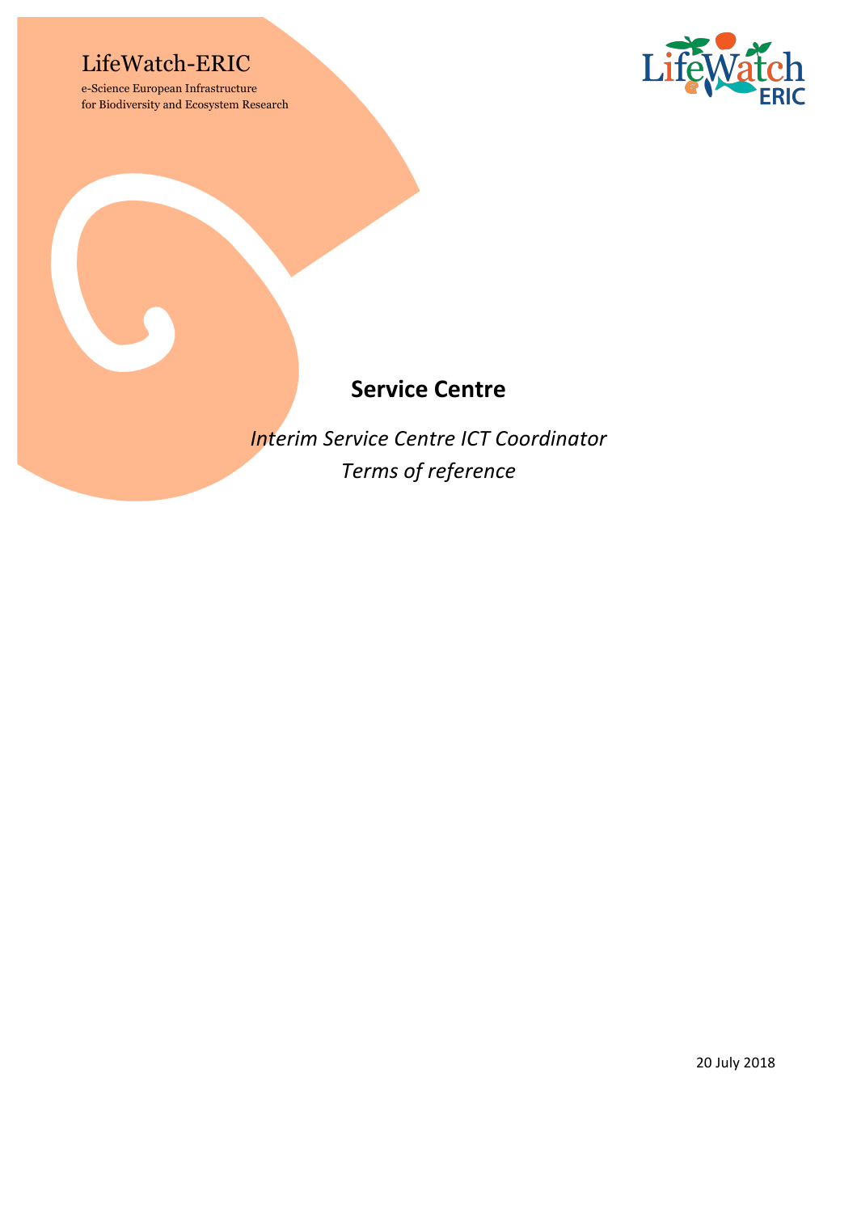LifeWatch-ERIC

e-Science European Infrastructure
for Biodiversity and Ecosystem Research

# Service Centre

*Interim Service Centre ICT Coordinator*
*Terms of reference*

20 July 2018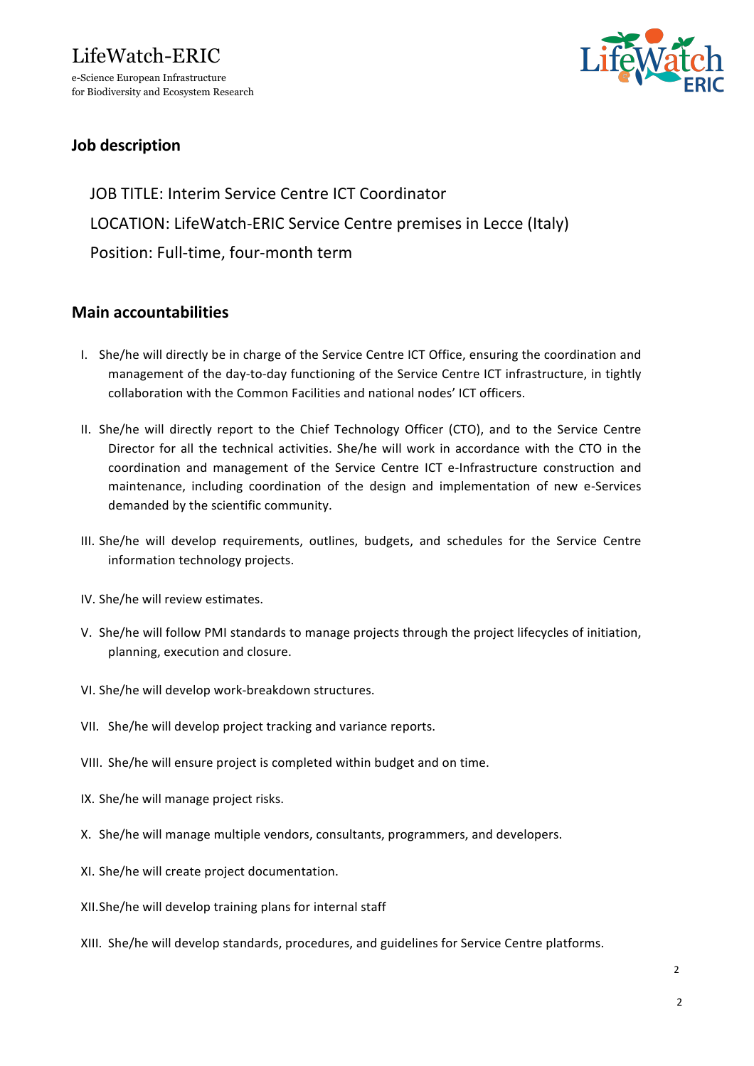LifeWatch-ERIC

e-Science European Infrastructure for Biodiversity and Ecosystem Research

## Job description

JOB TITLE: Interim Service Centre ICT Coordinator

LOCATION: LifeWatch-ERIC Service Centre premises in Lecce (Italy)

Position: Full-time, four-month term

## Main accountabilities

I. She/he will directly be in charge of the Service Centre ICT Office, ensuring the coordination and management of the day-to-day functioning of the Service Centre ICT infrastructure, in tightly collaboration with the Common Facilities and national nodes' ICT officers.

II. She/he will directly report to the Chief Technology Officer (CTO), and to the Service Centre Director for all the technical activities. She/he will work in accordance with the CTO in the coordination and management of the Service Centre ICT e-Infrastructure construction and maintenance, including coordination of the design and implementation of new e-Services demanded by the scientific community.

III. She/he will develop requirements, outlines, budgets, and schedules for the Service Centre information technology projects.

IV. She/he will review estimates.

V. She/he will follow PMI standards to manage projects through the project lifecycles of initiation, planning, execution and closure.

VI. She/he will develop work-breakdown structures.

VII. She/he will develop project tracking and variance reports.

VIII. She/he will ensure project is completed within budget and on time.

IX. She/he will manage project risks.

X. She/he will manage multiple vendors, consultants, programmers, and developers.

XI. She/he will create project documentation.

XII. She/he will develop training plans for internal staff

XIII. She/he will develop standards, procedures, and guidelines for Service Centre platforms.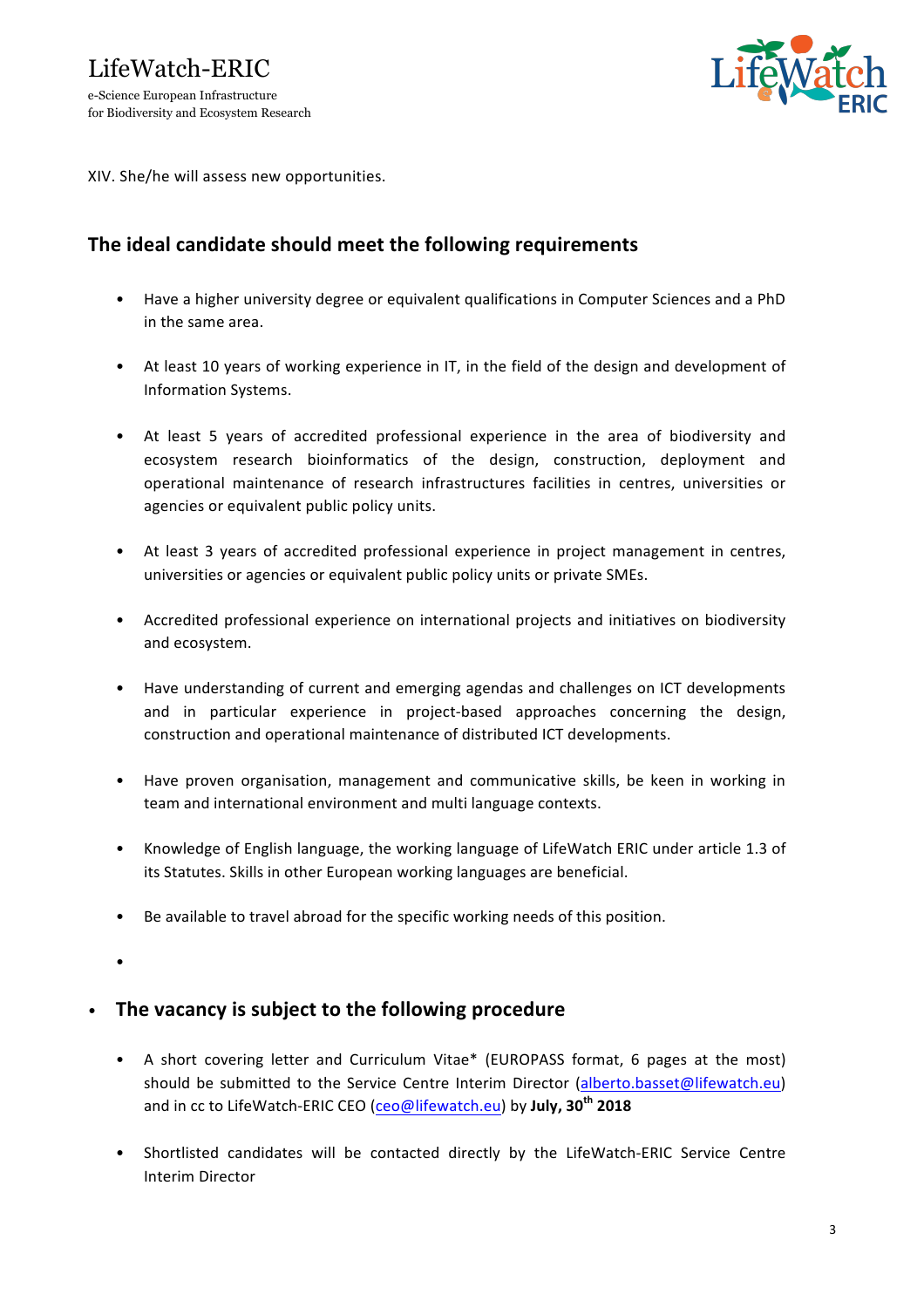XIV. She/he will assess new opportunities.

## The ideal candidate should meet the following requirements

- Have a higher university degree or equivalent qualifications in Computer Sciences and a PhD in the same area.
- At least 10 years of working experience in IT, in the field of the design and development of Information Systems.
- At least 5 years of accredited professional experience in the area of biodiversity and ecosystem research bioinformatics of the design, construction, deployment and operational maintenance of research infrastructures facilities in centres, universities or agencies or equivalent public policy units.
- At least 3 years of accredited professional experience in project management in centres, universities or agencies or equivalent public policy units or private SMEs.
- Accredited professional experience on international projects and initiatives on biodiversity and ecosystem.
- Have understanding of current and emerging agendas and challenges on ICT developments and in particular experience in project-based approaches concerning the design, construction and operational maintenance of distributed ICT developments.
- Have proven organisation, management and communicative skills, be keen in working in team and international environment and multi language contexts.
- Knowledge of English language, the working language of LifeWatch ERIC under article 1.3 of its Statutes. Skills in other European working languages are beneficial.
- Be available to travel abroad for the specific working needs of this position.

## The vacancy is subject to the following procedure

- A short covering letter and Curriculum Vitae* (EUROPASS format, 6 pages at the most) should be submitted to the Service Centre Interim Director (alberto.basset@lifewatch.eu) and in cc to LifeWatch-ERIC CEO (ceo@lifewatch.eu) by **July, 30th 2018**
- Shortlisted candidates will be contacted directly by the LifeWatch-ERIC Service Centre Interim Director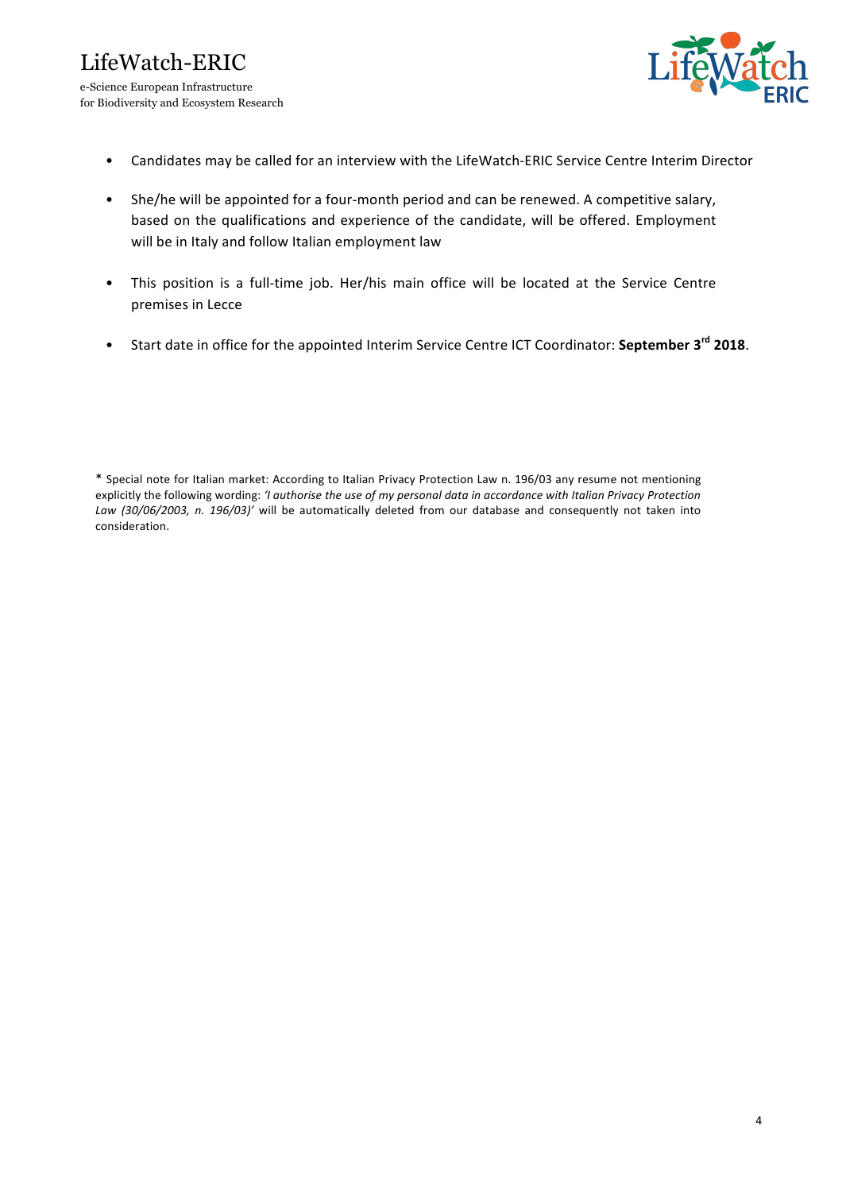- Candidates may be called for an interview with the LifeWatch-ERIC Service Centre Interim Director
- She/he will be appointed for a four-month period and can be renewed. A competitive salary, based on the qualifications and experience of the candidate, will be offered. Employment will be in Italy and follow Italian employment law
- This position is a full-time job. Her/his main office will be located at the Service Centre premises in Lecce
- Start date in office for the appointed Interim Service Centre ICT Coordinator: **September 3rd 2018**.

* Special note for Italian market: According to Italian Privacy Protection Law n. 196/03 any resume not mentioning explicitly the following wording: *'I authorise the use of my personal data in accordance with Italian Privacy Protection Law (30/06/2003, n. 196/03)'* will be automatically deleted from our database and consequently not taken into consideration.